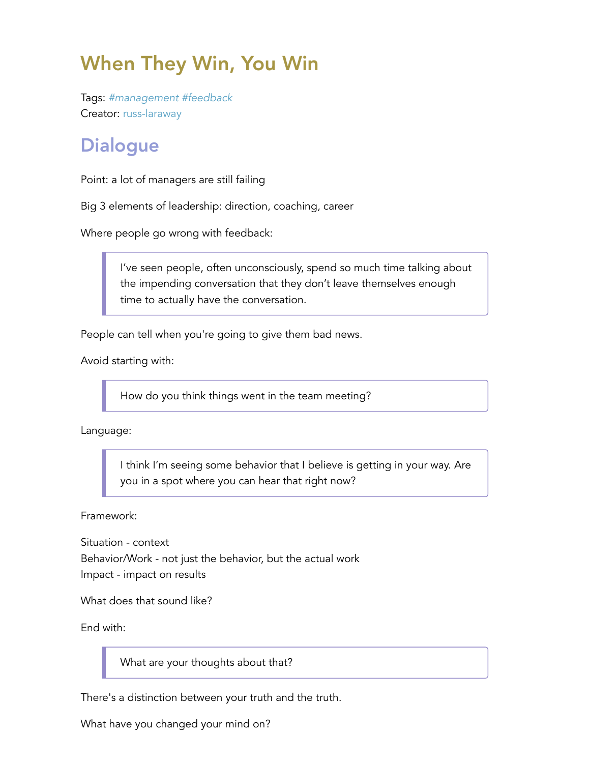# When They Win, You Win

Tags: *#management #feedback*
Creator: russ-laraway

## Dialogue

Point: a lot of managers are still failing

Big 3 elements of leadership: direction, coaching, career

Where people go wrong with feedback:

> I've seen people, often unconsciously, spend so much time talking about the impending conversation that they don't leave themselves enough time to actually have the conversation.

People can tell when you're going to give them bad news.

Avoid starting with:

> How do you think things went in the team meeting?

Language:

> I think I'm seeing some behavior that I believe is getting in your way. Are you in a spot where you can hear that right now?

Framework:

Situation - context
Behavior/Work - not just the behavior, but the actual work
Impact - impact on results

What does that sound like?

End with:

> What are your thoughts about that?

There's a distinction between your truth and the truth.

What have you changed your mind on?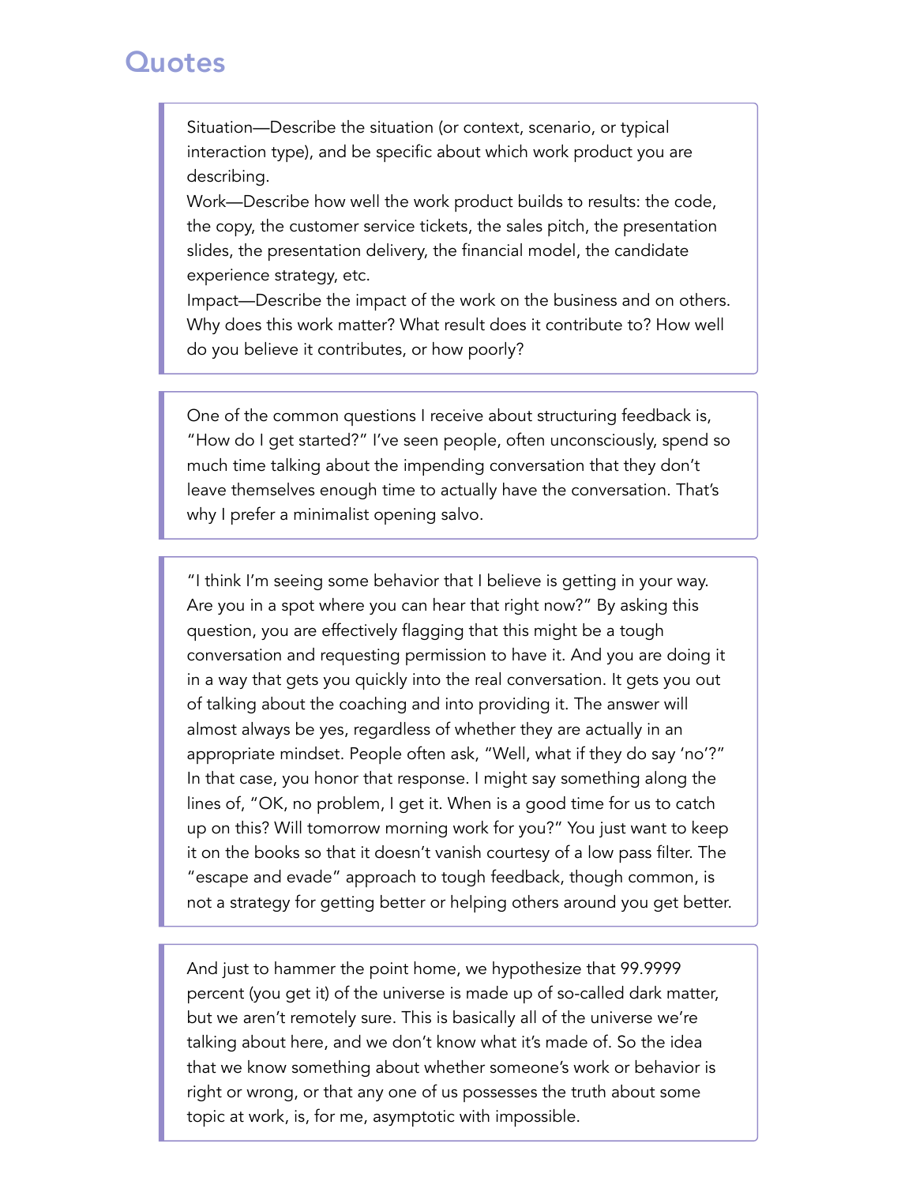## Quotes

> Situation—Describe the situation (or context, scenario, or typical interaction type), and be specific about which work product you are describing.
> Work—Describe how well the work product builds to results: the code, the copy, the customer service tickets, the sales pitch, the presentation slides, the presentation delivery, the financial model, the candidate experience strategy, etc.
> Impact—Describe the impact of the work on the business and on others. Why does this work matter? What result does it contribute to? How well do you believe it contributes, or how poorly?

> One of the common questions I receive about structuring feedback is, "How do I get started?" I've seen people, often unconsciously, spend so much time talking about the impending conversation that they don't leave themselves enough time to actually have the conversation. That's why I prefer a minimalist opening salvo.

> "I think I'm seeing some behavior that I believe is getting in your way. Are you in a spot where you can hear that right now?" By asking this question, you are effectively flagging that this might be a tough conversation and requesting permission to have it. And you are doing it in a way that gets you quickly into the real conversation. It gets you out of talking about the coaching and into providing it. The answer will almost always be yes, regardless of whether they are actually in an appropriate mindset. People often ask, "Well, what if they do say 'no'?" In that case, you honor that response. I might say something along the lines of, "OK, no problem, I get it. When is a good time for us to catch up on this? Will tomorrow morning work for you?" You just want to keep it on the books so that it doesn't vanish courtesy of a low pass filter. The "escape and evade" approach to tough feedback, though common, is not a strategy for getting better or helping others around you get better.

> And just to hammer the point home, we hypothesize that 99.9999 percent (you get it) of the universe is made up of so-called dark matter, but we aren't remotely sure. This is basically all of the universe we're talking about here, and we don't know what it's made of. So the idea that we know something about whether someone's work or behavior is right or wrong, or that any one of us possesses the truth about some topic at work, is, for me, asymptotic with impossible.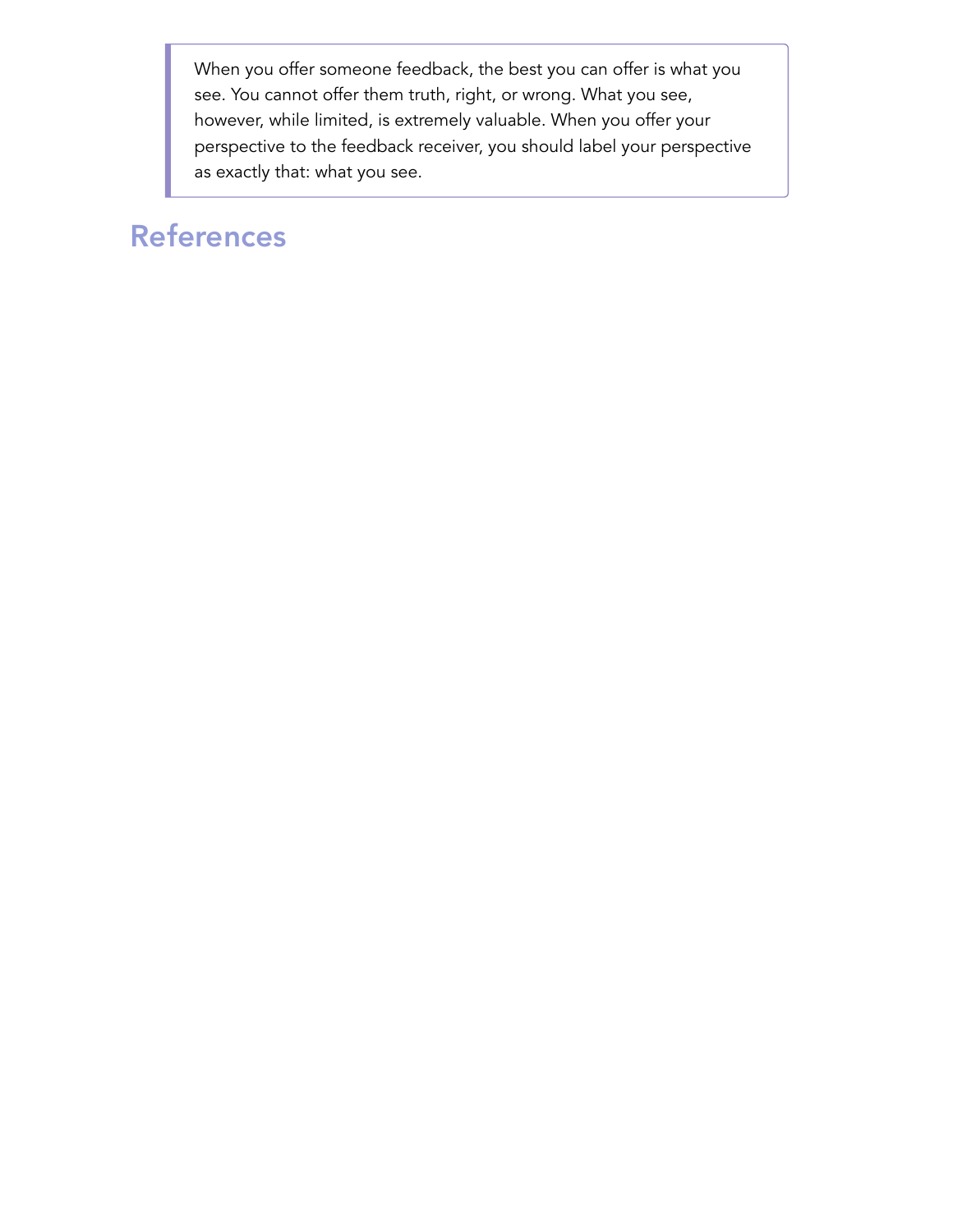> When you offer someone feedback, the best you can offer is what you see. You cannot offer them truth, right, or wrong. What you see, however, while limited, is extremely valuable. When you offer your perspective to the feedback receiver, you should label your perspective as exactly that: what you see.

## References